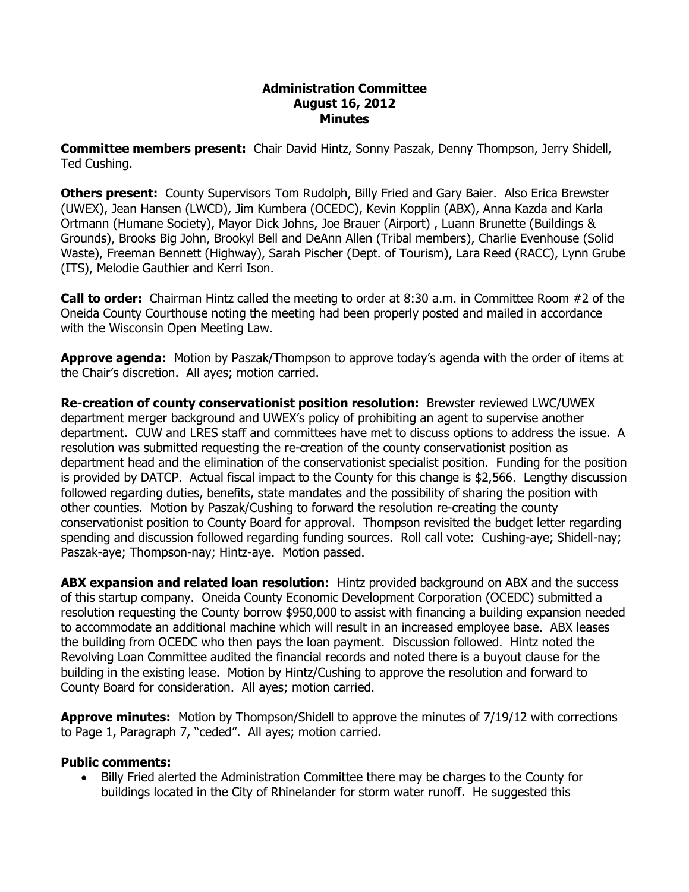# Administration Committee
## August 16, 2012
## Minutes

**Committee members present:** Chair David Hintz, Sonny Paszak, Denny Thompson, Jerry Shidell, Ted Cushing.

**Others present:** County Supervisors Tom Rudolph, Billy Fried and Gary Baier. Also Erica Brewster (UWEX), Jean Hansen (LWCD), Jim Kumbera (OCEDC), Kevin Kopplin (ABX), Anna Kazda and Karla Ortmann (Humane Society), Mayor Dick Johns, Joe Brauer (Airport) , Luann Brunette (Buildings & Grounds), Brooks Big John, Brookyl Bell and DeAnn Allen (Tribal members), Charlie Evenhouse (Solid Waste), Freeman Bennett (Highway), Sarah Pischer (Dept. of Tourism), Lara Reed (RACC), Lynn Grube (ITS), Melodie Gauthier and Kerri Ison.

**Call to order:** Chairman Hintz called the meeting to order at 8:30 a.m. in Committee Room #2 of the Oneida County Courthouse noting the meeting had been properly posted and mailed in accordance with the Wisconsin Open Meeting Law.

**Approve agenda:** Motion by Paszak/Thompson to approve today's agenda with the order of items at the Chair's discretion. All ayes; motion carried.

**Re-creation of county conservationist position resolution:** Brewster reviewed LWC/UWEX department merger background and UWEX's policy of prohibiting an agent to supervise another department. CUW and LRES staff and committees have met to discuss options to address the issue. A resolution was submitted requesting the re-creation of the county conservationist position as department head and the elimination of the conservationist specialist position. Funding for the position is provided by DATCP. Actual fiscal impact to the County for this change is $2,566. Lengthy discussion followed regarding duties, benefits, state mandates and the possibility of sharing the position with other counties. Motion by Paszak/Cushing to forward the resolution re-creating the county conservationist position to County Board for approval. Thompson revisited the budget letter regarding spending and discussion followed regarding funding sources. Roll call vote: Cushing-aye; Shidell-nay; Paszak-aye; Thompson-nay; Hintz-aye. Motion passed.

**ABX expansion and related loan resolution:** Hintz provided background on ABX and the success of this startup company. Oneida County Economic Development Corporation (OCEDC) submitted a resolution requesting the County borrow $950,000 to assist with financing a building expansion needed to accommodate an additional machine which will result in an increased employee base. ABX leases the building from OCEDC who then pays the loan payment. Discussion followed. Hintz noted the Revolving Loan Committee audited the financial records and noted there is a buyout clause for the building in the existing lease. Motion by Hintz/Cushing to approve the resolution and forward to County Board for consideration. All ayes; motion carried.

**Approve minutes:** Motion by Thompson/Shidell to approve the minutes of 7/19/12 with corrections to Page 1, Paragraph 7, "ceded". All ayes; motion carried.

**Public comments:**

- Billy Fried alerted the Administration Committee there may be charges to the County for buildings located in the City of Rhinelander for storm water runoff. He suggested this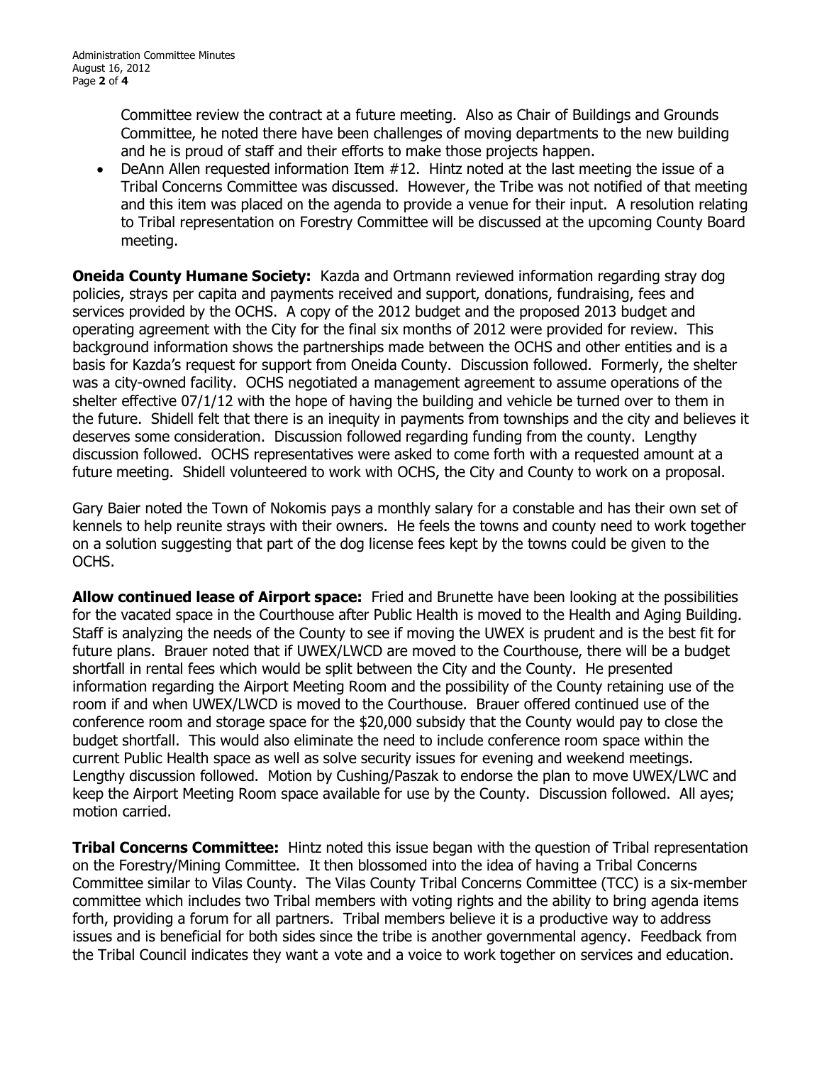Committee review the contract at a future meeting. Also as Chair of Buildings and Grounds Committee, he noted there have been challenges of moving departments to the new building and he is proud of staff and their efforts to make those projects happen.

- DeAnn Allen requested information Item #12. Hintz noted at the last meeting the issue of a Tribal Concerns Committee was discussed. However, the Tribe was not notified of that meeting and this item was placed on the agenda to provide a venue for their input. A resolution relating to Tribal representation on Forestry Committee will be discussed at the upcoming County Board meeting.

**Oneida County Humane Society:** Kazda and Ortmann reviewed information regarding stray dog policies, strays per capita and payments received and support, donations, fundraising, fees and services provided by the OCHS. A copy of the 2012 budget and the proposed 2013 budget and operating agreement with the City for the final six months of 2012 were provided for review. This background information shows the partnerships made between the OCHS and other entities and is a basis for Kazda's request for support from Oneida County. Discussion followed. Formerly, the shelter was a city-owned facility. OCHS negotiated a management agreement to assume operations of the shelter effective 07/1/12 with the hope of having the building and vehicle be turned over to them in the future. Shidell felt that there is an inequity in payments from townships and the city and believes it deserves some consideration. Discussion followed regarding funding from the county. Lengthy discussion followed. OCHS representatives were asked to come forth with a requested amount at a future meeting. Shidell volunteered to work with OCHS, the City and County to work on a proposal.

Gary Baier noted the Town of Nokomis pays a monthly salary for a constable and has their own set of kennels to help reunite strays with their owners. He feels the towns and county need to work together on a solution suggesting that part of the dog license fees kept by the towns could be given to the OCHS.

**Allow continued lease of Airport space:** Fried and Brunette have been looking at the possibilities for the vacated space in the Courthouse after Public Health is moved to the Health and Aging Building. Staff is analyzing the needs of the County to see if moving the UWEX is prudent and is the best fit for future plans. Brauer noted that if UWEX/LWCD are moved to the Courthouse, there will be a budget shortfall in rental fees which would be split between the City and the County. He presented information regarding the Airport Meeting Room and the possibility of the County retaining use of the room if and when UWEX/LWCD is moved to the Courthouse. Brauer offered continued use of the conference room and storage space for the $20,000 subsidy that the County would pay to close the budget shortfall. This would also eliminate the need to include conference room space within the current Public Health space as well as solve security issues for evening and weekend meetings. Lengthy discussion followed. Motion by Cushing/Paszak to endorse the plan to move UWEX/LWC and keep the Airport Meeting Room space available for use by the County. Discussion followed. All ayes; motion carried.

**Tribal Concerns Committee:** Hintz noted this issue began with the question of Tribal representation on the Forestry/Mining Committee. It then blossomed into the idea of having a Tribal Concerns Committee similar to Vilas County. The Vilas County Tribal Concerns Committee (TCC) is a six-member committee which includes two Tribal members with voting rights and the ability to bring agenda items forth, providing a forum for all partners. Tribal members believe it is a productive way to address issues and is beneficial for both sides since the tribe is another governmental agency. Feedback from the Tribal Council indicates they want a vote and a voice to work together on services and education.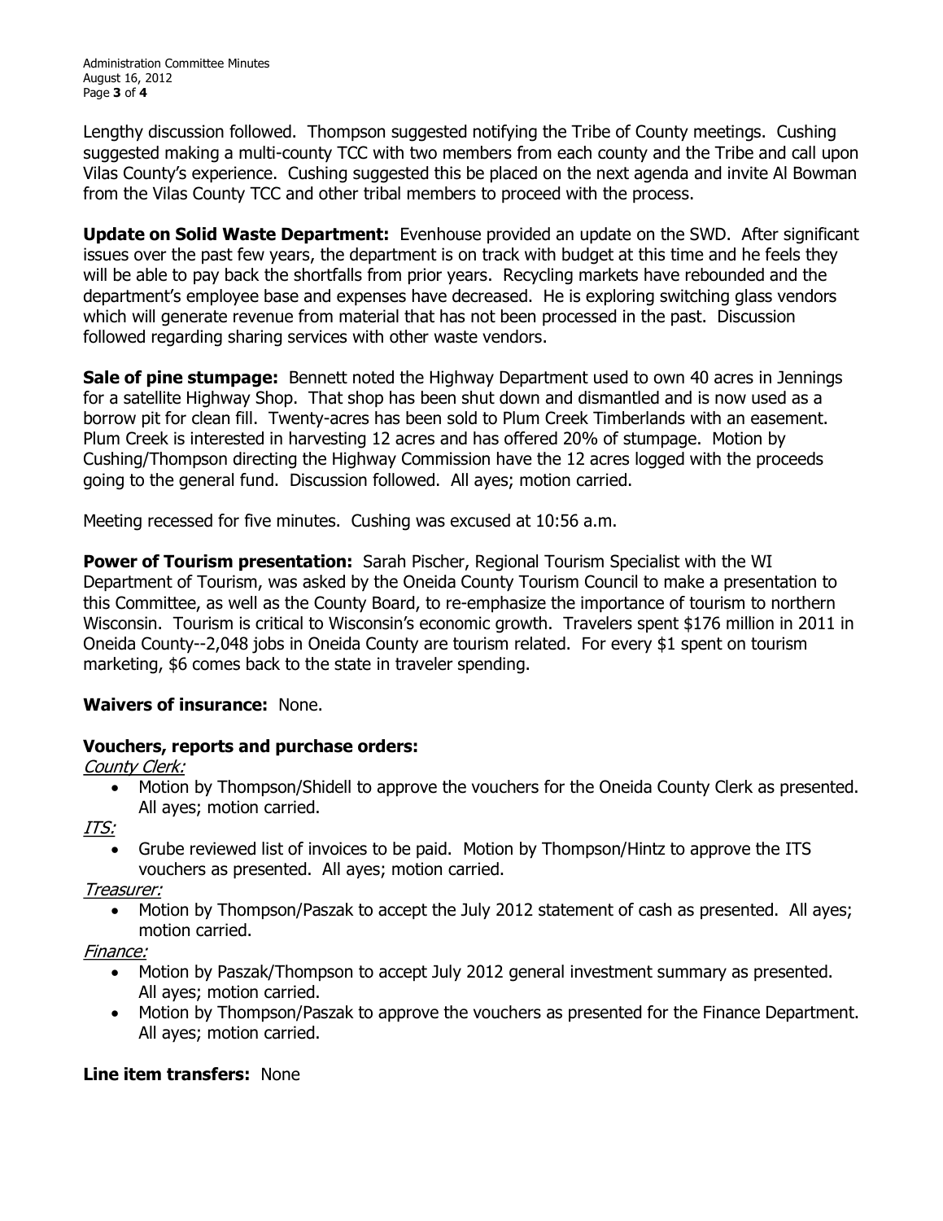Lengthy discussion followed. Thompson suggested notifying the Tribe of County meetings. Cushing suggested making a multi-county TCC with two members from each county and the Tribe and call upon Vilas County's experience. Cushing suggested this be placed on the next agenda and invite Al Bowman from the Vilas County TCC and other tribal members to proceed with the process.

**Update on Solid Waste Department:** Evenhouse provided an update on the SWD. After significant issues over the past few years, the department is on track with budget at this time and he feels they will be able to pay back the shortfalls from prior years. Recycling markets have rebounded and the department's employee base and expenses have decreased. He is exploring switching glass vendors which will generate revenue from material that has not been processed in the past. Discussion followed regarding sharing services with other waste vendors.

**Sale of pine stumpage:** Bennett noted the Highway Department used to own 40 acres in Jennings for a satellite Highway Shop. That shop has been shut down and dismantled and is now used as a borrow pit for clean fill. Twenty-acres has been sold to Plum Creek Timberlands with an easement. Plum Creek is interested in harvesting 12 acres and has offered 20% of stumpage. Motion by Cushing/Thompson directing the Highway Commission have the 12 acres logged with the proceeds going to the general fund. Discussion followed. All ayes; motion carried.

Meeting recessed for five minutes. Cushing was excused at 10:56 a.m.

**Power of Tourism presentation:** Sarah Pischer, Regional Tourism Specialist with the WI Department of Tourism, was asked by the Oneida County Tourism Council to make a presentation to this Committee, as well as the County Board, to re-emphasize the importance of tourism to northern Wisconsin. Tourism is critical to Wisconsin's economic growth. Travelers spent $176 million in 2011 in Oneida County--2,048 jobs in Oneida County are tourism related. For every $1 spent on tourism marketing, $6 comes back to the state in traveler spending.

**Waivers of insurance:** None.

**Vouchers, reports and purchase orders:**

*County Clerk:*

- Motion by Thompson/Shidell to approve the vouchers for the Oneida County Clerk as presented. All ayes; motion carried.

*ITS:*

- Grube reviewed list of invoices to be paid. Motion by Thompson/Hintz to approve the ITS vouchers as presented. All ayes; motion carried.

*Treasurer:*

- Motion by Thompson/Paszak to accept the July 2012 statement of cash as presented. All ayes; motion carried.

*Finance:*

- Motion by Paszak/Thompson to accept July 2012 general investment summary as presented. All ayes; motion carried.
- Motion by Thompson/Paszak to approve the vouchers as presented for the Finance Department. All ayes; motion carried.

**Line item transfers:** None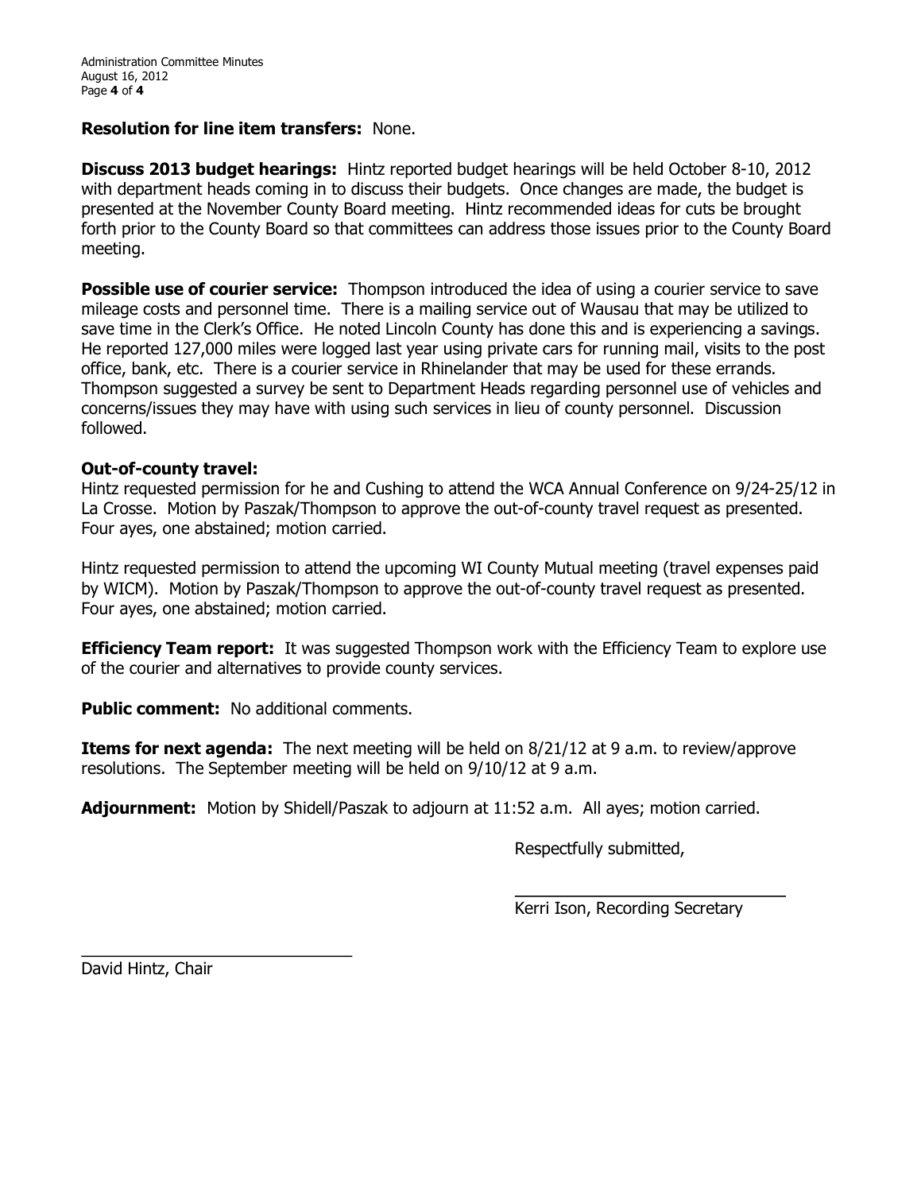**Resolution for line item transfers:** None.

**Discuss 2013 budget hearings:** Hintz reported budget hearings will be held October 8-10, 2012 with department heads coming in to discuss their budgets. Once changes are made, the budget is presented at the November County Board meeting. Hintz recommended ideas for cuts be brought forth prior to the County Board so that committees can address those issues prior to the County Board meeting.

**Possible use of courier service:** Thompson introduced the idea of using a courier service to save mileage costs and personnel time. There is a mailing service out of Wausau that may be utilized to save time in the Clerk's Office. He noted Lincoln County has done this and is experiencing a savings. He reported 127,000 miles were logged last year using private cars for running mail, visits to the post office, bank, etc. There is a courier service in Rhinelander that may be used for these errands. Thompson suggested a survey be sent to Department Heads regarding personnel use of vehicles and concerns/issues they may have with using such services in lieu of county personnel. Discussion followed.

**Out-of-county travel:**

Hintz requested permission for he and Cushing to attend the WCA Annual Conference on 9/24-25/12 in La Crosse. Motion by Paszak/Thompson to approve the out-of-county travel request as presented. Four ayes, one abstained; motion carried.

Hintz requested permission to attend the upcoming WI County Mutual meeting (travel expenses paid by WICM). Motion by Paszak/Thompson to approve the out-of-county travel request as presented. Four ayes, one abstained; motion carried.

**Efficiency Team report:** It was suggested Thompson work with the Efficiency Team to explore use of the courier and alternatives to provide county services.

**Public comment:** No additional comments.

**Items for next agenda:** The next meeting will be held on 8/21/12 at 9 a.m. to review/approve resolutions. The September meeting will be held on 9/10/12 at 9 a.m.

**Adjournment:** Motion by Shidell/Paszak to adjourn at 11:52 a.m. All ayes; motion carried.

Respectfully submitted,

\_\_\_\_\_\_\_\_\_\_\_\_\_\_\_\_\_\_\_\_\_\_\_\_\_\_\_\_\_\_

Kerri Ison, Recording Secretary

\_\_\_\_\_\_\_\_\_\_\_\_\_\_\_\_\_\_\_\_\_\_\_\_\_\_\_\_\_\_

David Hintz, Chair